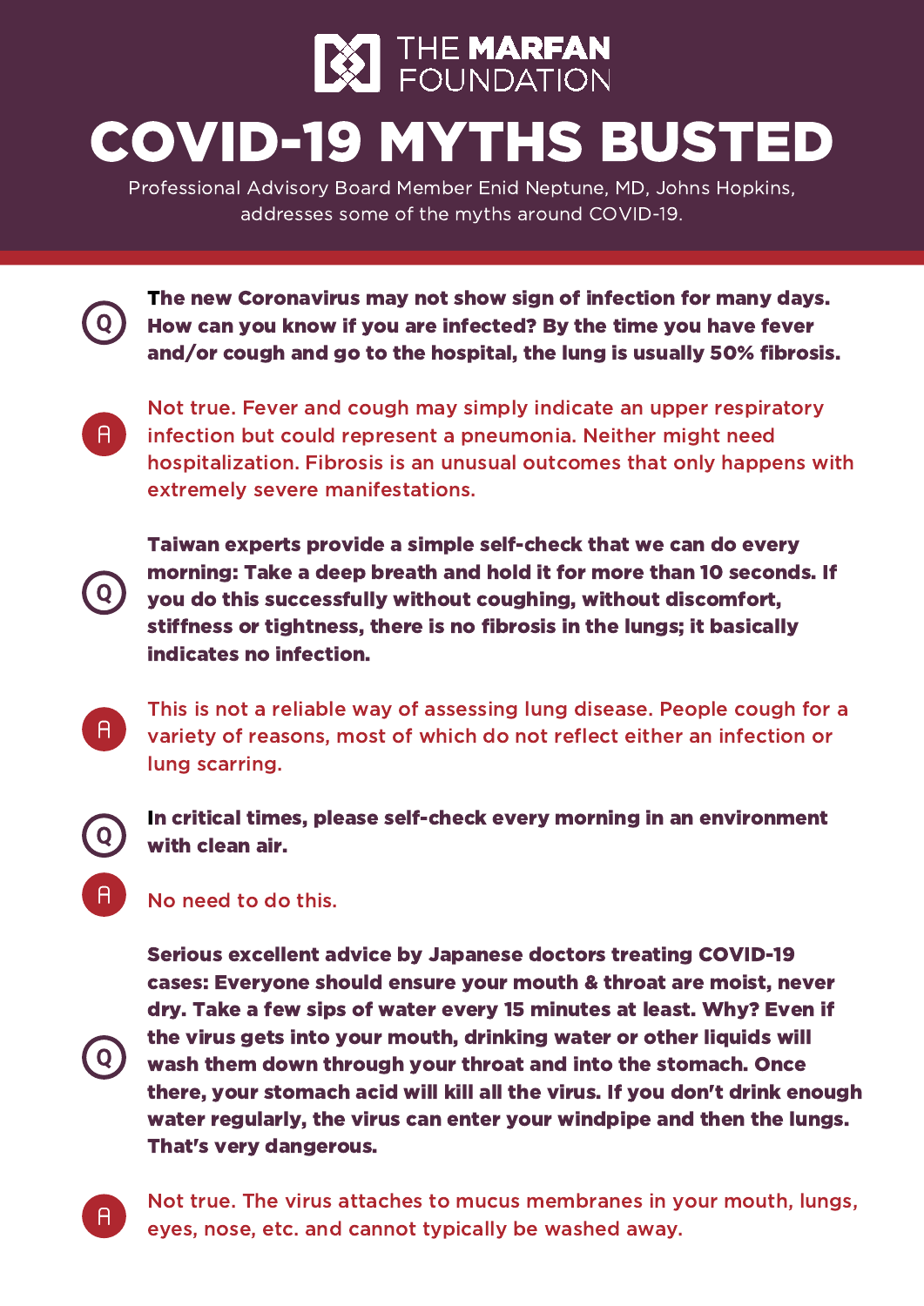THE MARFAN FOUNDATION

# COVID-19 MYTHS BUSTED

Professional Advisory Board Member Enid Neptune, MD, Johns Hopkins, addresses some of the myths around COVID-19.

**Q** **The new Coronavirus may not show sign of infection for many days. How can you know if you are infected? By the time you have fever and/or cough and go to the hospital, the lung is usually 50% fibrosis.**

**A** Not true. Fever and cough may simply indicate an upper respiratory infection but could represent a pneumonia. Neither might need hospitalization. Fibrosis is an unusual outcomes that only happens with extremely severe manifestations.

**Q** **Taiwan experts provide a simple self-check that we can do every morning: Take a deep breath and hold it for more than 10 seconds. If you do this successfully without coughing, without discomfort, stiffness or tightness, there is no fibrosis in the lungs; it basically indicates no infection.**

**A** This is not a reliable way of assessing lung disease. People cough for a variety of reasons, most of which do not reflect either an infection or lung scarring.

**Q** **In critical times, please self-check every morning in an environment with clean air.**

**A** No need to do this.

**Q** **Serious excellent advice by Japanese doctors treating COVID-19 cases: Everyone should ensure your mouth & throat are moist, never dry. Take a few sips of water every 15 minutes at least. Why? Even if the virus gets into your mouth, drinking water or other liquids will wash them down through your throat and into the stomach. Once there, your stomach acid will kill all the virus. If you don't drink enough water regularly, the virus can enter your windpipe and then the lungs. That's very dangerous.**

**A** Not true. The virus attaches to mucus membranes in your mouth, lungs, eyes, nose, etc. and cannot typically be washed away.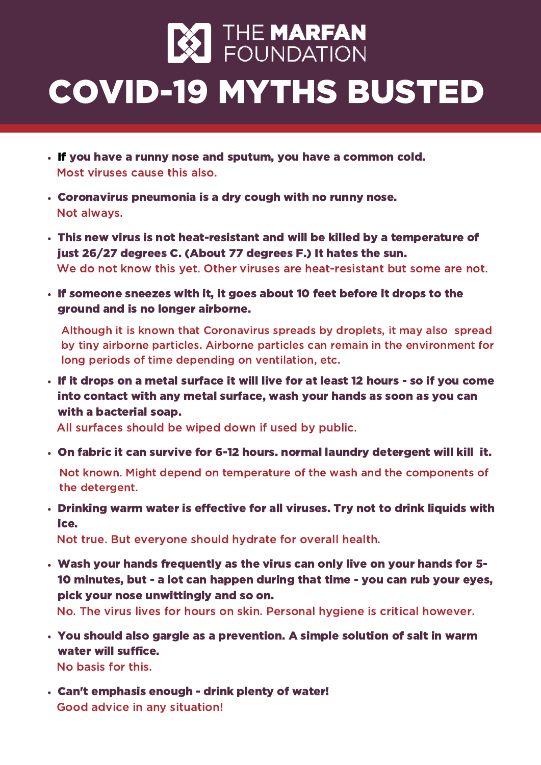THE **MARFAN** FOUNDATION

# COVID-19 MYTHS BUSTED

- **If you have a runny nose and sputum, you have a common cold.**
  Most viruses cause this also.
- **Coronavirus pneumonia is a dry cough with no runny nose.**
  Not always.
- **This new virus is not heat-resistant and will be killed by a temperature of just 26/27 degrees C. (About 77 degrees F.) It hates the sun.**
  We do not know this yet. Other viruses are heat-resistant but some are not.
- **If someone sneezes with it, it goes about 10 feet before it drops to the ground and is no longer airborne.**

  Although it is known that Coronavirus spreads by droplets, it may also spread by tiny airborne particles. Airborne particles can remain in the environment for long periods of time depending on ventilation, etc.
- **If it drops on a metal surface it will live for at least 12 hours - so if you come into contact with any metal surface, wash your hands as soon as you can with a bacterial soap.**
  All surfaces should be wiped down if used by public.
- **On fabric it can survive for 6-12 hours. normal laundry detergent will kill it.**
  Not known. Might depend on temperature of the wash and the components of the detergent.
- **Drinking warm water is effective for all viruses. Try not to drink liquids with ice.**
  Not true. But everyone should hydrate for overall health.
- **Wash your hands frequently as the virus can only live on your hands for 5-10 minutes, but - a lot can happen during that time - you can rub your eyes, pick your nose unwittingly and so on.**
  No. The virus lives for hours on skin. Personal hygiene is critical however.
- **You should also gargle as a prevention. A simple solution of salt in warm water will suffice.**
  No basis for this.
- **Can't emphasis enough - drink plenty of water!**
  Good advice in any situation!